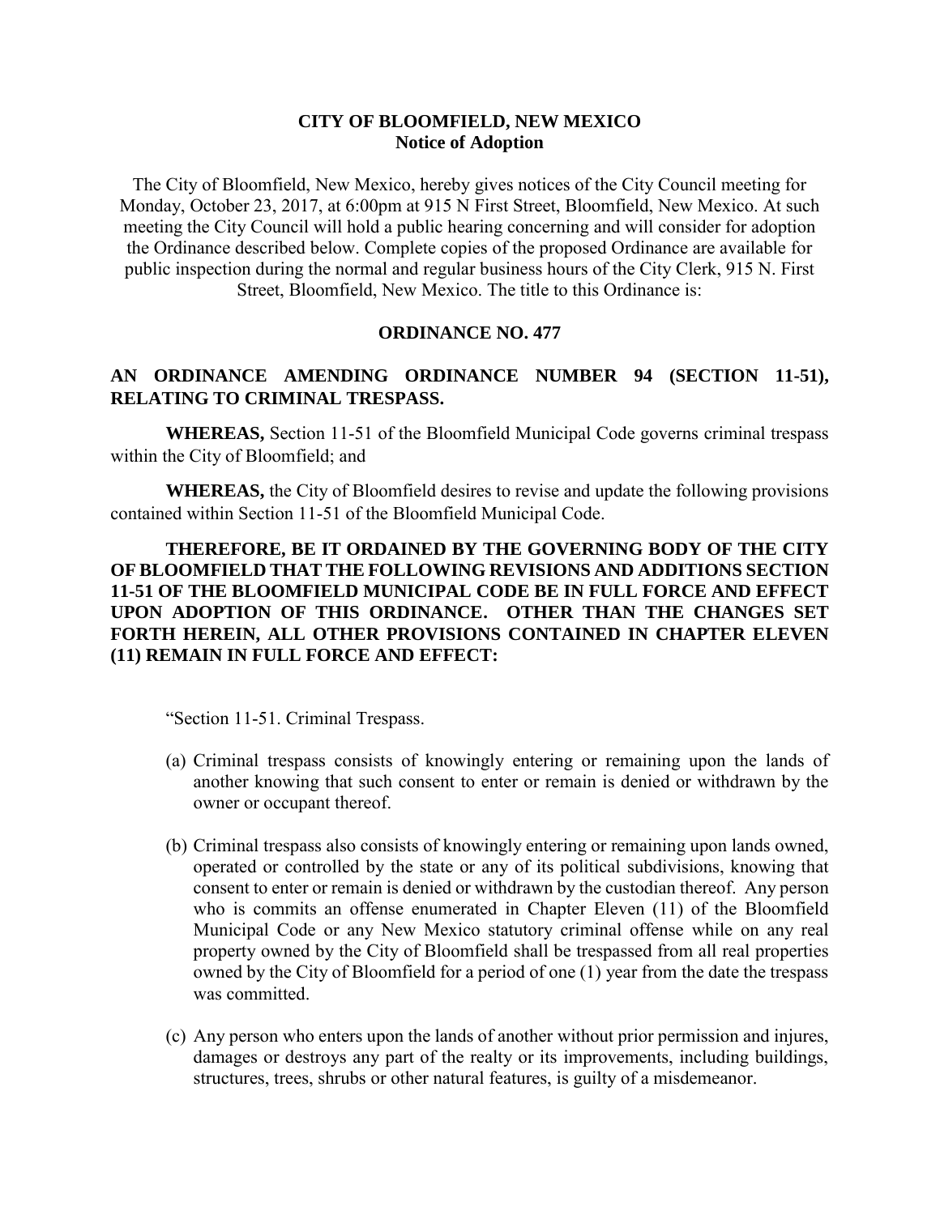# CITY OF BLOOMFIELD, NEW MEXICO
## Notice of Adoption

The City of Bloomfield, New Mexico, hereby gives notices of the City Council meeting for Monday, October 23, 2017, at 6:00pm at 915 N First Street, Bloomfield, New Mexico. At such meeting the City Council will hold a public hearing concerning and will consider for adoption the Ordinance described below. Complete copies of the proposed Ordinance are available for public inspection during the normal and regular business hours of the City Clerk, 915 N. First Street, Bloomfield, New Mexico. The title to this Ordinance is:

## ORDINANCE NO. 477

**AN ORDINANCE AMENDING ORDINANCE NUMBER 94 (SECTION 11-51), RELATING TO CRIMINAL TRESPASS.**

**WHEREAS,** Section 11-51 of the Bloomfield Municipal Code governs criminal trespass within the City of Bloomfield; and

**WHEREAS,** the City of Bloomfield desires to revise and update the following provisions contained within Section 11-51 of the Bloomfield Municipal Code.

**THEREFORE, BE IT ORDAINED BY THE GOVERNING BODY OF THE CITY OF BLOOMFIELD THAT THE FOLLOWING REVISIONS AND ADDITIONS SECTION 11-51 OF THE BLOOMFIELD MUNICIPAL CODE BE IN FULL FORCE AND EFFECT UPON ADOPTION OF THIS ORDINANCE. OTHER THAN THE CHANGES SET FORTH HEREIN, ALL OTHER PROVISIONS CONTAINED IN CHAPTER ELEVEN (11) REMAIN IN FULL FORCE AND EFFECT:**

"Section 11-51. Criminal Trespass.

(a) Criminal trespass consists of knowingly entering or remaining upon the lands of another knowing that such consent to enter or remain is denied or withdrawn by the owner or occupant thereof.

(b) Criminal trespass also consists of knowingly entering or remaining upon lands owned, operated or controlled by the state or any of its political subdivisions, knowing that consent to enter or remain is denied or withdrawn by the custodian thereof. Any person who is commits an offense enumerated in Chapter Eleven (11) of the Bloomfield Municipal Code or any New Mexico statutory criminal offense while on any real property owned by the City of Bloomfield shall be trespassed from all real properties owned by the City of Bloomfield for a period of one (1) year from the date the trespass was committed.

(c) Any person who enters upon the lands of another without prior permission and injures, damages or destroys any part of the realty or its improvements, including buildings, structures, trees, shrubs or other natural features, is guilty of a misdemeanor.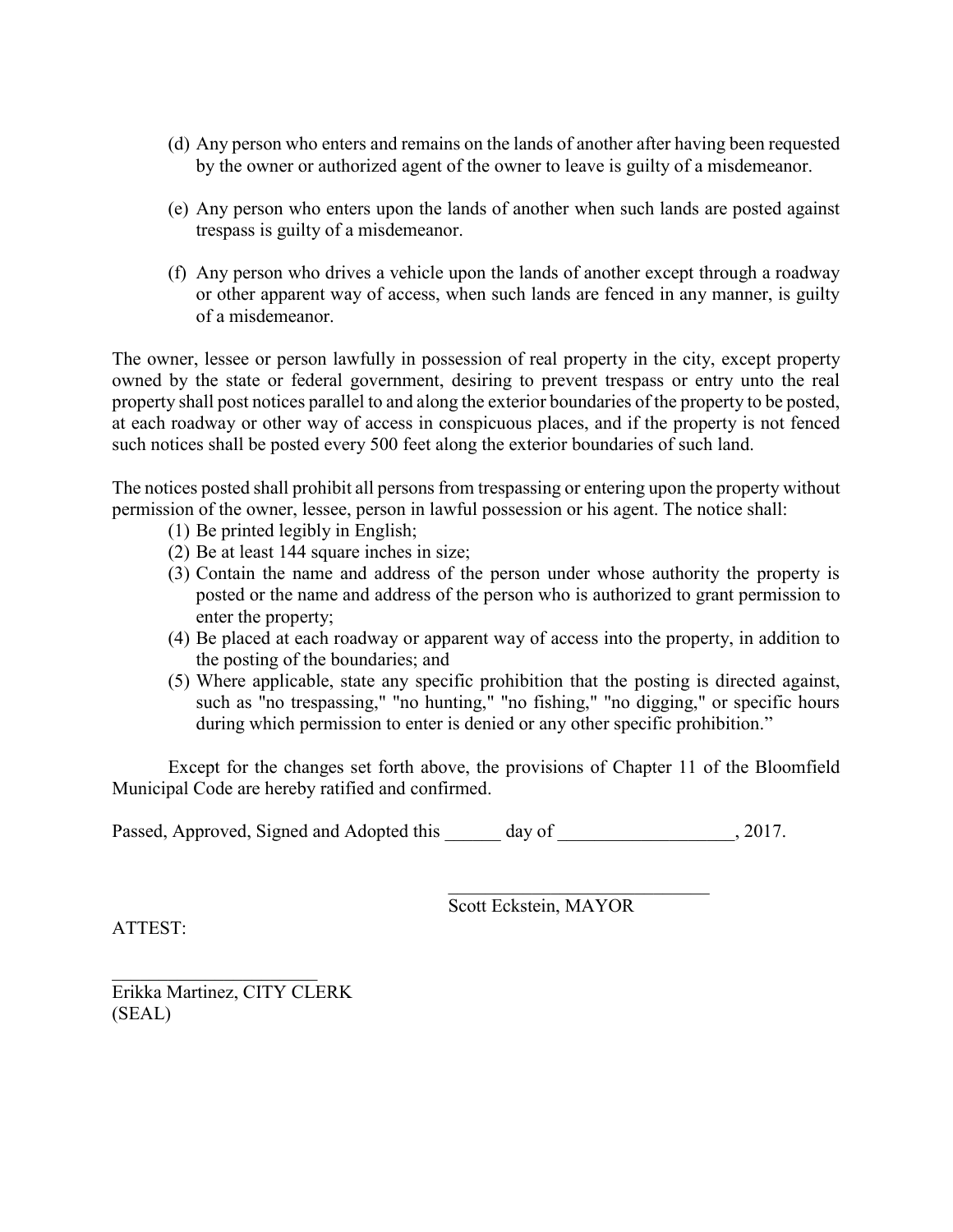(d) Any person who enters and remains on the lands of another after having been requested by the owner or authorized agent of the owner to leave is guilty of a misdemeanor.

(e) Any person who enters upon the lands of another when such lands are posted against trespass is guilty of a misdemeanor.

(f) Any person who drives a vehicle upon the lands of another except through a roadway or other apparent way of access, when such lands are fenced in any manner, is guilty of a misdemeanor.

The owner, lessee or person lawfully in possession of real property in the city, except property owned by the state or federal government, desiring to prevent trespass or entry unto the real property shall post notices parallel to and along the exterior boundaries of the property to be posted, at each roadway or other way of access in conspicuous places, and if the property is not fenced such notices shall be posted every 500 feet along the exterior boundaries of such land.

The notices posted shall prohibit all persons from trespassing or entering upon the property without permission of the owner, lessee, person in lawful possession or his agent. The notice shall:

(1) Be printed legibly in English;
(2) Be at least 144 square inches in size;
(3) Contain the name and address of the person under whose authority the property is posted or the name and address of the person who is authorized to grant permission to enter the property;
(4) Be placed at each roadway or apparent way of access into the property, in addition to the posting of the boundaries; and
(5) Where applicable, state any specific prohibition that the posting is directed against, such as "no trespassing," "no hunting," "no fishing," "no digging," or specific hours during which permission to enter is denied or any other specific prohibition."

Except for the changes set forth above, the provisions of Chapter 11 of the Bloomfield Municipal Code are hereby ratified and confirmed.

Passed, Approved, Signed and Adopted this ______ day of ___________________, 2017.

_____________________________
Scott Eckstein, MAYOR

ATTEST:

_______________________
Erikka Martinez, CITY CLERK
(SEAL)